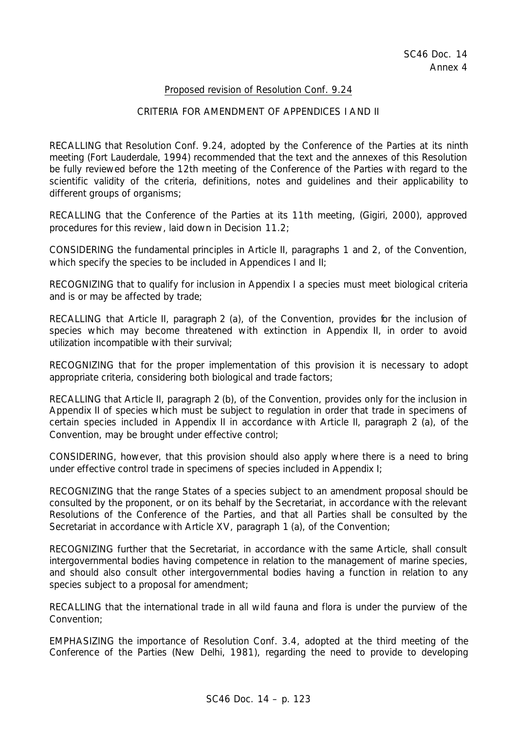SC46 Doc. 14
Annex 4

Proposed revision of Resolution Conf. 9.24

## CRITERIA FOR AMENDMENT OF APPENDICES I AND II

RECALLING that Resolution Conf. 9.24, adopted by the Conference of the Parties at its ninth meeting (Fort Lauderdale, 1994) recommended that the text and the annexes of this Resolution be fully reviewed before the 12th meeting of the Conference of the Parties with regard to the scientific validity of the criteria, definitions, notes and guidelines and their applicability to different groups of organisms;

RECALLING that the Conference of the Parties at its 11th meeting, (Gigiri, 2000), approved procedures for this review, laid down in Decision 11.2;

CONSIDERING the fundamental principles in Article II, paragraphs 1 and 2, of the Convention, which specify the species to be included in Appendices I and II;

RECOGNIZING that to qualify for inclusion in Appendix I a species must meet biological criteria and is or may be affected by trade;

RECALLING that Article II, paragraph 2 (a), of the Convention, provides for the inclusion of species which may become threatened with extinction in Appendix II, in order to avoid utilization incompatible with their survival;

RECOGNIZING that for the proper implementation of this provision it is necessary to adopt appropriate criteria, considering both biological and trade factors;

RECALLING that Article II, paragraph 2 (b), of the Convention, provides only for the inclusion in Appendix II of species which must be subject to regulation in order that trade in specimens of certain species included in Appendix II in accordance with Article II, paragraph 2 (a), of the Convention, may be brought under effective control;

CONSIDERING, however, that this provision should also apply where there is a need to bring under effective control trade in specimens of species included in Appendix I;

RECOGNIZING that the range States of a species subject to an amendment proposal should be consulted by the proponent, or on its behalf by the Secretariat, in accordance with the relevant Resolutions of the Conference of the Parties, and that all Parties shall be consulted by the Secretariat in accordance with Article XV, paragraph 1 (a), of the Convention;

RECOGNIZING further that the Secretariat, in accordance with the same Article, shall consult intergovernmental bodies having competence in relation to the management of marine species, and should also consult other intergovernmental bodies having a function in relation to any species subject to a proposal for amendment;

RECALLING that the international trade in all wild fauna and flora is under the purview of the Convention;

EMPHASIZING the importance of Resolution Conf. 3.4, adopted at the third meeting of the Conference of the Parties (New Delhi, 1981), regarding the need to provide to developing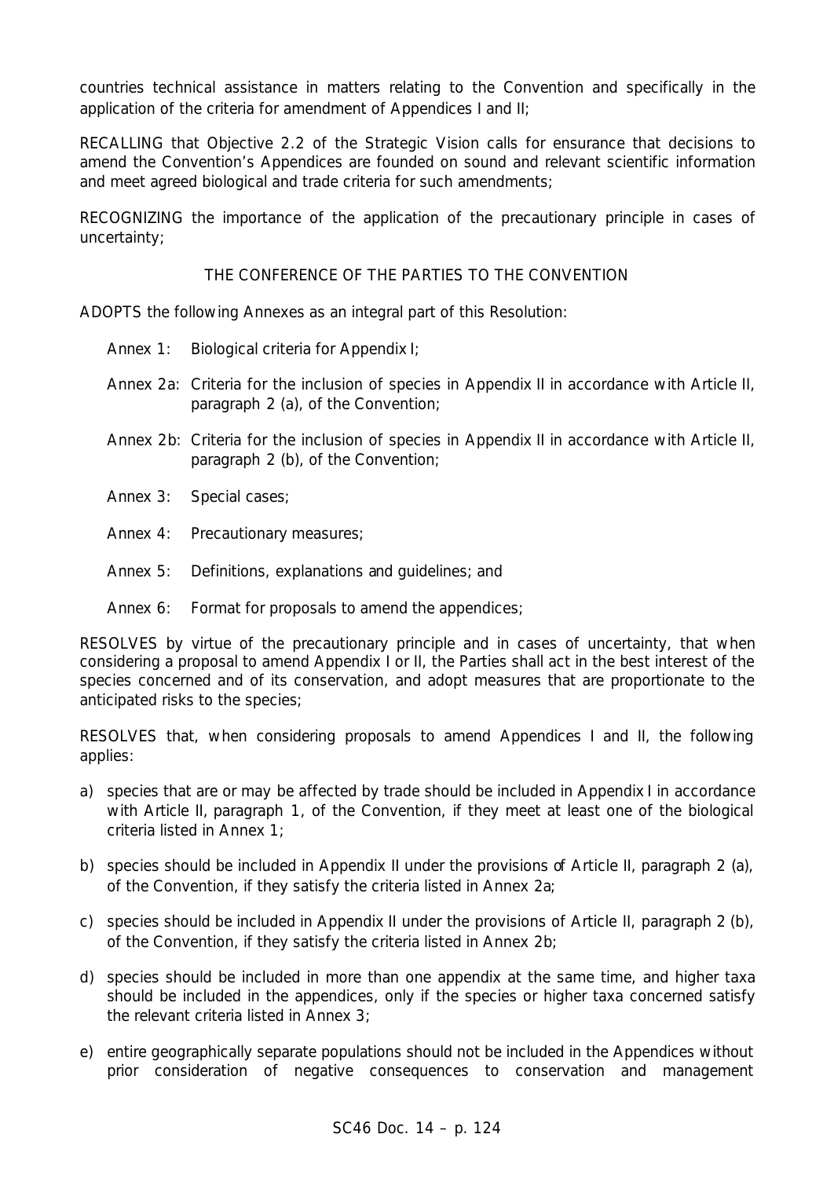countries technical assistance in matters relating to the Convention and specifically in the application of the criteria for amendment of Appendices I and II;

RECALLING that Objective 2.2 of the Strategic Vision calls for ensurance that decisions to amend the Convention's Appendices are founded on sound and relevant scientific information and meet agreed biological and trade criteria for such amendments;

RECOGNIZING the importance of the application of the precautionary principle in cases of uncertainty;

THE CONFERENCE OF THE PARTIES TO THE CONVENTION

ADOPTS the following Annexes as an integral part of this Resolution:

- Annex 1: Biological criteria for Appendix I;
- Annex 2a: Criteria for the inclusion of species in Appendix II in accordance with Article II, paragraph 2 (a), of the Convention;
- Annex 2b: Criteria for the inclusion of species in Appendix II in accordance with Article II, paragraph 2 (b), of the Convention;
- Annex 3: Special cases;
- Annex 4: Precautionary measures;
- Annex 5: Definitions, explanations and guidelines; and
- Annex 6: Format for proposals to amend the appendices;

RESOLVES by virtue of the precautionary principle and in cases of uncertainty, that when considering a proposal to amend Appendix I or II, the Parties shall act in the best interest of the species concerned and of its conservation, and adopt measures that are proportionate to the anticipated risks to the species;

RESOLVES that, when considering proposals to amend Appendices I and II, the following applies:

a) species that are or may be affected by trade should be included in Appendix I in accordance with Article II, paragraph 1, of the Convention, if they meet at least one of the biological criteria listed in Annex 1;

b) species should be included in Appendix II under the provisions of Article II, paragraph 2 (a), of the Convention, if they satisfy the criteria listed in Annex 2a;

c) species should be included in Appendix II under the provisions of Article II, paragraph 2 (b), of the Convention, if they satisfy the criteria listed in Annex 2b;

d) species should be included in more than one appendix at the same time, and higher taxa should be included in the appendices, only if the species or higher taxa concerned satisfy the relevant criteria listed in Annex 3;

e) entire geographically separate populations should not be included in the Appendices without prior consideration of negative consequences to conservation and management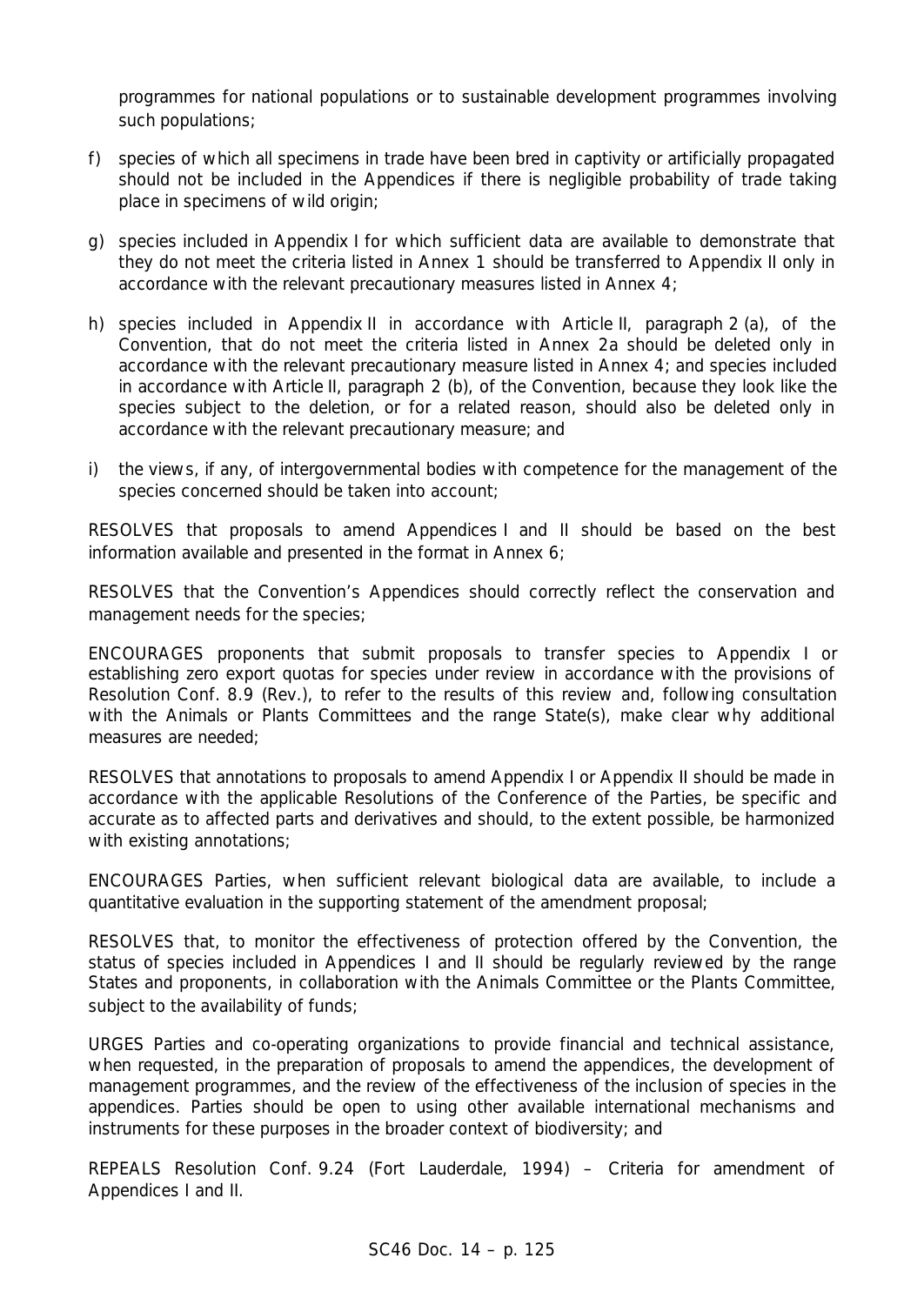programmes for national populations or to sustainable development programmes involving such populations;

f) species of which all specimens in trade have been bred in captivity or artificially propagated should not be included in the Appendices if there is negligible probability of trade taking place in specimens of wild origin;

g) species included in Appendix I for which sufficient data are available to demonstrate that they do not meet the criteria listed in Annex 1 should be transferred to Appendix II only in accordance with the relevant precautionary measures listed in Annex 4;

h) species included in Appendix II in accordance with Article II, paragraph 2 (a), of the Convention, that do not meet the criteria listed in Annex 2a should be deleted only in accordance with the relevant precautionary measure listed in Annex 4; and species included in accordance with Article II, paragraph 2 (b), of the Convention, because they look like the species subject to the deletion, or for a related reason, should also be deleted only in accordance with the relevant precautionary measure; and

i) the views, if any, of intergovernmental bodies with competence for the management of the species concerned should be taken into account;

RESOLVES that proposals to amend Appendices I and II should be based on the best information available and presented in the format in Annex 6;

RESOLVES that the Convention's Appendices should correctly reflect the conservation and management needs for the species;

ENCOURAGES proponents that submit proposals to transfer species to Appendix I or establishing zero export quotas for species under review in accordance with the provisions of Resolution Conf. 8.9 (Rev.), to refer to the results of this review and, following consultation with the Animals or Plants Committees and the range State(s), make clear why additional measures are needed;

RESOLVES that annotations to proposals to amend Appendix I or Appendix II should be made in accordance with the applicable Resolutions of the Conference of the Parties, be specific and accurate as to affected parts and derivatives and should, to the extent possible, be harmonized with existing annotations;

ENCOURAGES Parties, when sufficient relevant biological data are available, to include a quantitative evaluation in the supporting statement of the amendment proposal;

RESOLVES that, to monitor the effectiveness of protection offered by the Convention, the status of species included in Appendices I and II should be regularly reviewed by the range States and proponents, in collaboration with the Animals Committee or the Plants Committee, subject to the availability of funds;

URGES Parties and co-operating organizations to provide financial and technical assistance, when requested, in the preparation of proposals to amend the appendices, the development of management programmes, and the review of the effectiveness of the inclusion of species in the appendices. Parties should be open to using other available international mechanisms and instruments for these purposes in the broader context of biodiversity; and

REPEALS Resolution Conf. 9.24 (Fort Lauderdale, 1994) – Criteria for amendment of Appendices I and II.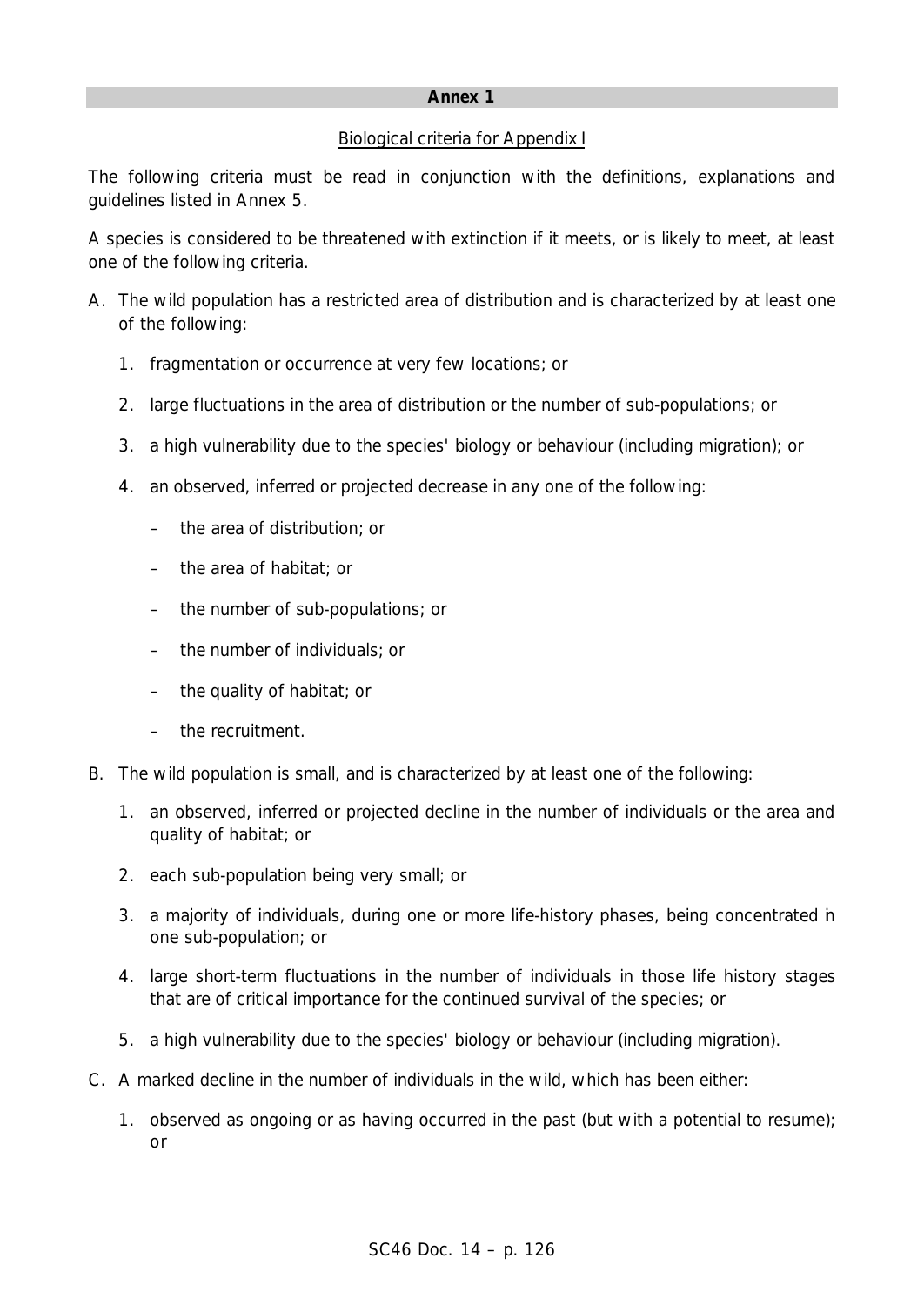## Annex 1

Biological criteria for Appendix I

The following criteria must be read in conjunction with the definitions, explanations and guidelines listed in Annex 5.

A species is considered to be threatened with extinction if it meets, or is likely to meet, at least one of the following criteria.

A. The wild population has a restricted area of distribution and is characterized by at least one of the following:

   1. fragmentation or occurrence at very few locations; or

   2. large fluctuations in the area of distribution or the number of sub-populations; or

   3. a high vulnerability due to the species' biology or behaviour (including migration); or

   4. an observed, inferred or projected decrease in any one of the following:

      – the area of distribution; or

      – the area of habitat; or

      – the number of sub-populations; or

      – the number of individuals; or

      – the quality of habitat; or

      – the recruitment.

B. The wild population is small, and is characterized by at least one of the following:

   1. an observed, inferred or projected decline in the number of individuals or the area and quality of habitat; or

   2. each sub-population being very small; or

   3. a majority of individuals, during one or more life-history phases, being concentrated in one sub-population; or

   4. large short-term fluctuations in the number of individuals in those life history stages that are of critical importance for the continued survival of the species; or

   5. a high vulnerability due to the species' biology or behaviour (including migration).

C. A marked decline in the number of individuals in the wild, which has been either:

   1. observed as ongoing or as having occurred in the past (but with a potential to resume); or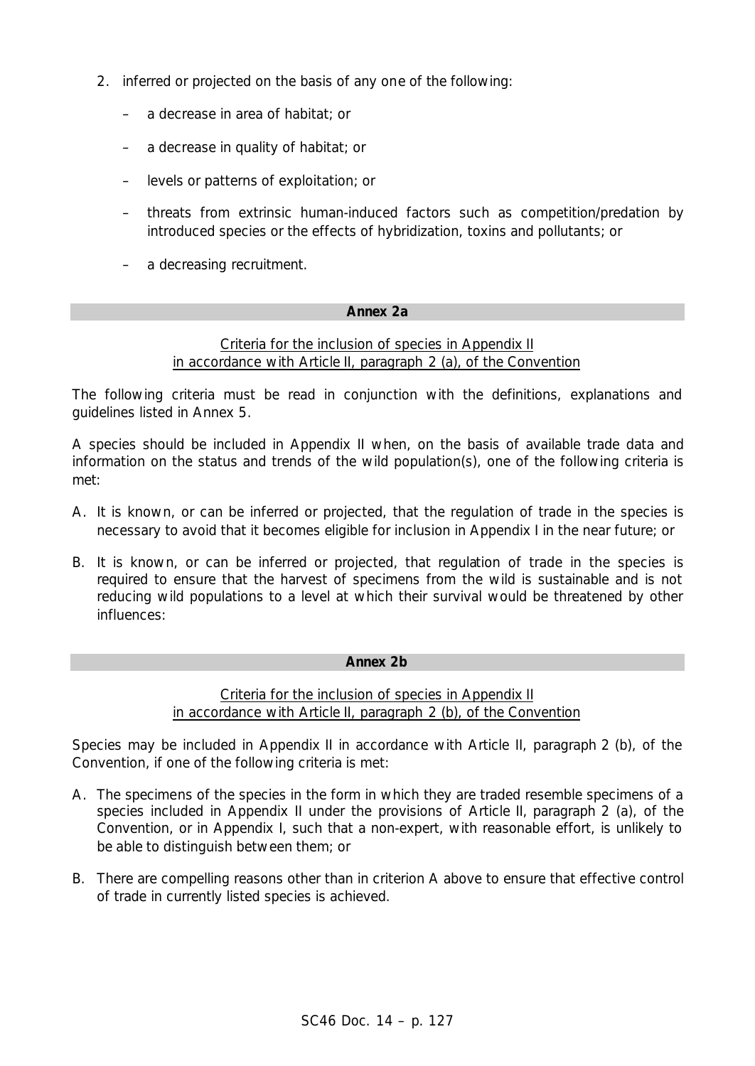2. inferred or projected on the basis of any one of the following:

   – a decrease in area of habitat; or

   – a decrease in quality of habitat; or

   – levels or patterns of exploitation; or

   – threats from extrinsic human-induced factors such as competition/predation by introduced species or the effects of hybridization, toxins and pollutants; or

   – a decreasing recruitment.

## Annex 2a

Criteria for the inclusion of species in Appendix II
in accordance with Article II, paragraph 2 (a), of the Convention

The following criteria must be read in conjunction with the definitions, explanations and guidelines listed in Annex 5.

A species should be included in Appendix II when, on the basis of available trade data and information on the status and trends of the wild population(s), one of the following criteria is met:

A. It is known, or can be inferred or projected, that the regulation of trade in the species is necessary to avoid that it becomes eligible for inclusion in Appendix I in the near future; or

B. It is known, or can be inferred or projected, that regulation of trade in the species is required to ensure that the harvest of specimens from the wild is sustainable and is not reducing wild populations to a level at which their survival would be threatened by other influences:

## Annex 2b

Criteria for the inclusion of species in Appendix II
in accordance with Article II, paragraph 2 (b), of the Convention

Species may be included in Appendix II in accordance with Article II, paragraph 2 (b), of the Convention, if one of the following criteria is met:

A. The specimens of the species in the form in which they are traded resemble specimens of a species included in Appendix II under the provisions of Article II, paragraph 2 (a), of the Convention, or in Appendix I, such that a non-expert, with reasonable effort, is unlikely to be able to distinguish between them; or

B. There are compelling reasons other than in criterion A above to ensure that effective control of trade in currently listed species is achieved.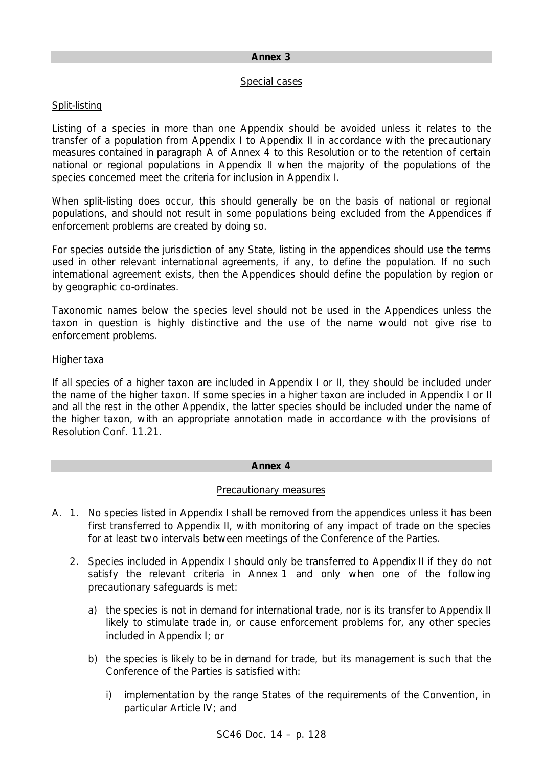## Annex 3

### Special cases

Split-listing

Listing of a species in more than one Appendix should be avoided unless it relates to the transfer of a population from Appendix I to Appendix II in accordance with the precautionary measures contained in paragraph A of Annex 4 to this Resolution or to the retention of certain national or regional populations in Appendix II when the majority of the populations of the species concerned meet the criteria for inclusion in Appendix I.

When split-listing does occur, this should generally be on the basis of national or regional populations, and should not result in some populations being excluded from the Appendices if enforcement problems are created by doing so.

For species outside the jurisdiction of any State, listing in the appendices should use the terms used in other relevant international agreements, if any, to define the population. If no such international agreement exists, then the Appendices should define the population by region or by geographic co-ordinates.

Taxonomic names below the species level should not be used in the Appendices unless the taxon in question is highly distinctive and the use of the name would not give rise to enforcement problems.

Higher taxa

If all species of a higher taxon are included in Appendix I or II, they should be included under the name of the higher taxon. If some species in a higher taxon are included in Appendix I or II and all the rest in the other Appendix, the latter species should be included under the name of the higher taxon, with an appropriate annotation made in accordance with the provisions of Resolution Conf. 11.21.

## Annex 4

### Precautionary measures

A. 1. No species listed in Appendix I shall be removed from the appendices unless it has been first transferred to Appendix II, with monitoring of any impact of trade on the species for at least two intervals between meetings of the Conference of the Parties.

   2. Species included in Appendix I should only be transferred to Appendix II if they do not satisfy the relevant criteria in Annex 1 and only when one of the following precautionary safeguards is met:

      a) the species is not in demand for international trade, nor is its transfer to Appendix II likely to stimulate trade in, or cause enforcement problems for, any other species included in Appendix I; or

      b) the species is likely to be in demand for trade, but its management is such that the Conference of the Parties is satisfied with:

         i) implementation by the range States of the requirements of the Convention, in particular Article IV; and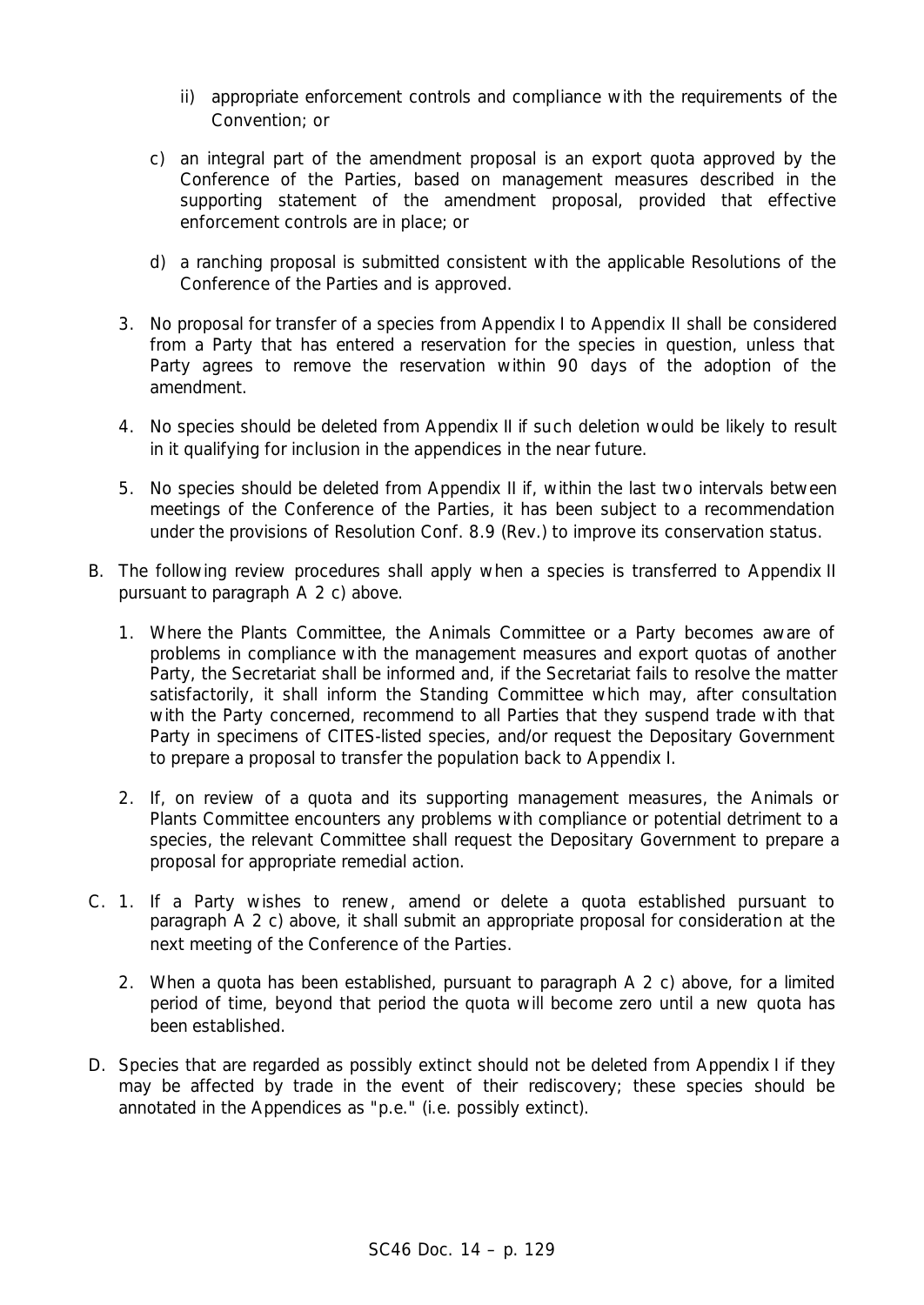ii) appropriate enforcement controls and compliance with the requirements of the Convention; or

c) an integral part of the amendment proposal is an export quota approved by the Conference of the Parties, based on management measures described in the supporting statement of the amendment proposal, provided that effective enforcement controls are in place; or

d) a ranching proposal is submitted consistent with the applicable Resolutions of the Conference of the Parties and is approved.

3. No proposal for transfer of a species from Appendix I to Appendix II shall be considered from a Party that has entered a reservation for the species in question, unless that Party agrees to remove the reservation within 90 days of the adoption of the amendment.

4. No species should be deleted from Appendix II if such deletion would be likely to result in it qualifying for inclusion in the appendices in the near future.

5. No species should be deleted from Appendix II if, within the last two intervals between meetings of the Conference of the Parties, it has been subject to a recommendation under the provisions of Resolution Conf. 8.9 (Rev.) to improve its conservation status.

B. The following review procedures shall apply when a species is transferred to Appendix II pursuant to paragraph A 2 c) above.

1. Where the Plants Committee, the Animals Committee or a Party becomes aware of problems in compliance with the management measures and export quotas of another Party, the Secretariat shall be informed and, if the Secretariat fails to resolve the matter satisfactorily, it shall inform the Standing Committee which may, after consultation with the Party concerned, recommend to all Parties that they suspend trade with that Party in specimens of CITES-listed species, and/or request the Depositary Government to prepare a proposal to transfer the population back to Appendix I.

2. If, on review of a quota and its supporting management measures, the Animals or Plants Committee encounters any problems with compliance or potential detriment to a species, the relevant Committee shall request the Depositary Government to prepare a proposal for appropriate remedial action.

C. 1. If a Party wishes to renew, amend or delete a quota established pursuant to paragraph A 2 c) above, it shall submit an appropriate proposal for consideration at the next meeting of the Conference of the Parties.

2. When a quota has been established, pursuant to paragraph A 2 c) above, for a limited period of time, beyond that period the quota will become zero until a new quota has been established.

D. Species that are regarded as possibly extinct should not be deleted from Appendix I if they may be affected by trade in the event of their rediscovery; these species should be annotated in the Appendices as "p.e." (i.e. possibly extinct).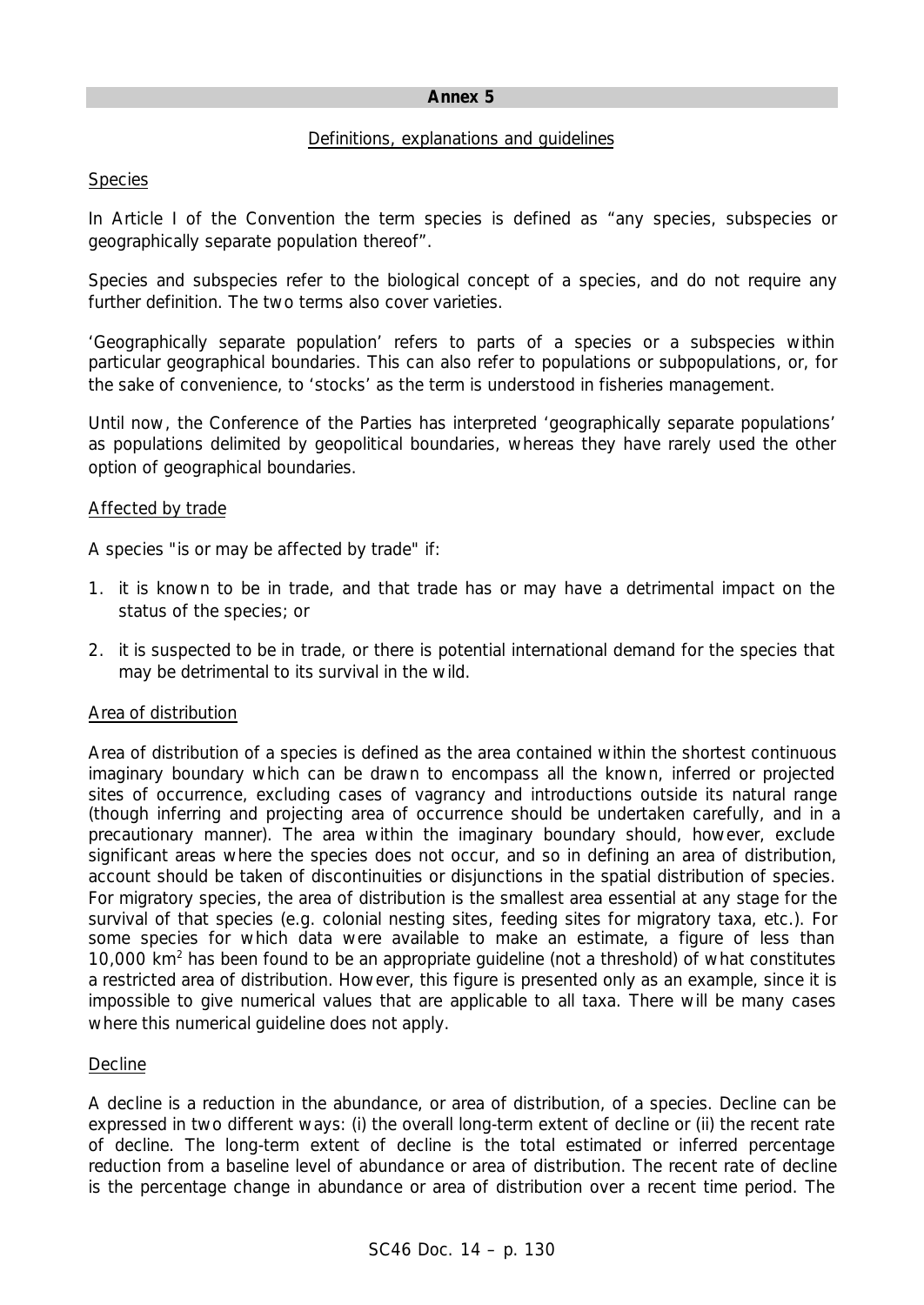**Annex 5**

Definitions, explanations and guidelines

Species

In Article I of the Convention the term species is defined as “any species, subspecies or geographically separate population thereof”.

Species and subspecies refer to the biological concept of a species, and do not require any further definition. The two terms also cover varieties.

‘Geographically separate population’ refers to parts of a species or a subspecies within particular geographical boundaries. This can also refer to populations or subpopulations, or, for the sake of convenience, to ‘stocks’ as the term is understood in fisheries management.

Until now, the Conference of the Parties has interpreted ‘geographically separate populations’ as populations delimited by geopolitical boundaries, whereas they have rarely used the other option of geographical boundaries.

Affected by trade

A species "is or may be affected by trade" if:

1. it is known to be in trade, and that trade has or may have a detrimental impact on the status of the species; or
2. it is suspected to be in trade, or there is potential international demand for the species that may be detrimental to its survival in the wild.

Area of distribution

Area of distribution of a species is defined as the area contained within the shortest continuous imaginary boundary which can be drawn to encompass all the known, inferred or projected sites of occurrence, excluding cases of vagrancy and introductions outside its natural range (though inferring and projecting area of occurrence should be undertaken carefully, and in a precautionary manner). The area within the imaginary boundary should, however, exclude significant areas where the species does not occur, and so in defining an area of distribution, account should be taken of discontinuities or disjunctions in the spatial distribution of species. For migratory species, the area of distribution is the smallest area essential at any stage for the survival of that species (e.g. colonial nesting sites, feeding sites for migratory taxa, etc.). For some species for which data were available to make an estimate, a figure of less than 10,000 km$^2$ has been found to be an appropriate guideline (not a threshold) of what constitutes a restricted area of distribution. However, this figure is presented only as an example, since it is impossible to give numerical values that are applicable to all taxa. There will be many cases where this numerical guideline does not apply.

Decline

A decline is a reduction in the abundance, or area of distribution, of a species. Decline can be expressed in two different ways: (i) the overall long-term extent of decline or (ii) the recent rate of decline. The long-term extent of decline is the total estimated or inferred percentage reduction from a baseline level of abundance or area of distribution. The recent rate of decline is the percentage change in abundance or area of distribution over a recent time period. The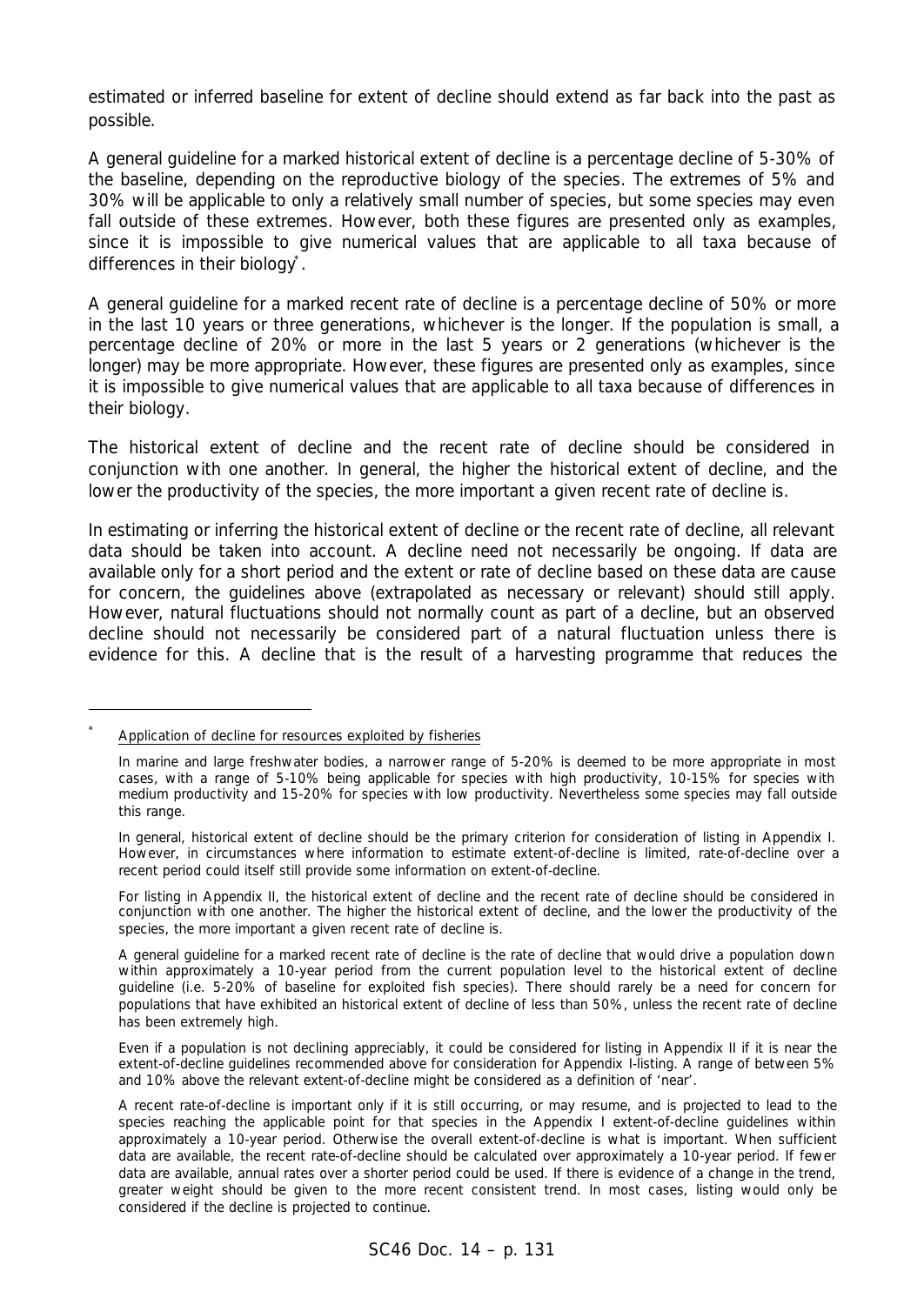estimated or inferred baseline for extent of decline should extend as far back into the past as possible.

A general guideline for a marked historical extent of decline is a percentage decline of 5-30% of the baseline, depending on the reproductive biology of the species. The extremes of 5% and 30% will be applicable to only a relatively small number of species, but some species may even fall outside of these extremes. However, both these figures are presented only as examples, since it is impossible to give numerical values that are applicable to all taxa because of differences in their biology*.

A general guideline for a marked recent rate of decline is a percentage decline of 50% or more in the last 10 years or three generations, whichever is the longer. If the population is small, a percentage decline of 20% or more in the last 5 years or 2 generations (whichever is the longer) may be more appropriate. However, these figures are presented only as examples, since it is impossible to give numerical values that are applicable to all taxa because of differences in their biology.

The historical extent of decline and the recent rate of decline should be considered in conjunction with one another. In general, the higher the historical extent of decline, and the lower the productivity of the species, the more important a given recent rate of decline is.

In estimating or inferring the historical extent of decline or the recent rate of decline, all relevant data should be taken into account. A decline need not necessarily be ongoing. If data are available only for a short period and the extent or rate of decline based on these data are cause for concern, the guidelines above (extrapolated as necessary or relevant) should still apply. However, natural fluctuations should not normally count as part of a decline, but an observed decline should not necessarily be considered part of a natural fluctuation unless there is evidence for this. A decline that is the result of a harvesting programme that reduces the

---

\* Application of decline for resources exploited by fisheries

In marine and large freshwater bodies, a narrower range of 5-20% is deemed to be more appropriate in most cases, with a range of 5-10% being applicable for species with high productivity, 10-15% for species with medium productivity and 15-20% for species with low productivity. Nevertheless some species may fall outside this range.

In general, historical extent of decline should be the primary criterion for consideration of listing in Appendix I. However, in circumstances where information to estimate extent-of-decline is limited, rate-of-decline over a recent period could itself still provide some information on extent-of-decline.

For listing in Appendix II, the historical extent of decline and the recent rate of decline should be considered in conjunction with one another. The higher the historical extent of decline, and the lower the productivity of the species, the more important a given recent rate of decline is.

A general guideline for a marked recent rate of decline is the rate of decline that would drive a population down within approximately a 10-year period from the current population level to the historical extent of decline guideline (i.e. 5-20% of baseline for exploited fish species). There should rarely be a need for concern for populations that have exhibited an historical extent of decline of less than 50%, unless the recent rate of decline has been extremely high.

Even if a population is not declining appreciably, it could be considered for listing in Appendix II if it is near the extent-of-decline guidelines recommended above for consideration for Appendix I-listing. A range of between 5% and 10% above the relevant extent-of-decline might be considered as a definition of 'near'.

A recent rate-of-decline is important only if it is still occurring, or may resume, and is projected to lead to the species reaching the applicable point for that species in the Appendix I extent-of-decline guidelines within approximately a 10-year period. Otherwise the overall extent-of-decline is what is important. When sufficient data are available, the recent rate-of-decline should be calculated over approximately a 10-year period. If fewer data are available, annual rates over a shorter period could be used. If there is evidence of a change in the trend, greater weight should be given to the more recent consistent trend. In most cases, listing would only be considered if the decline is projected to continue.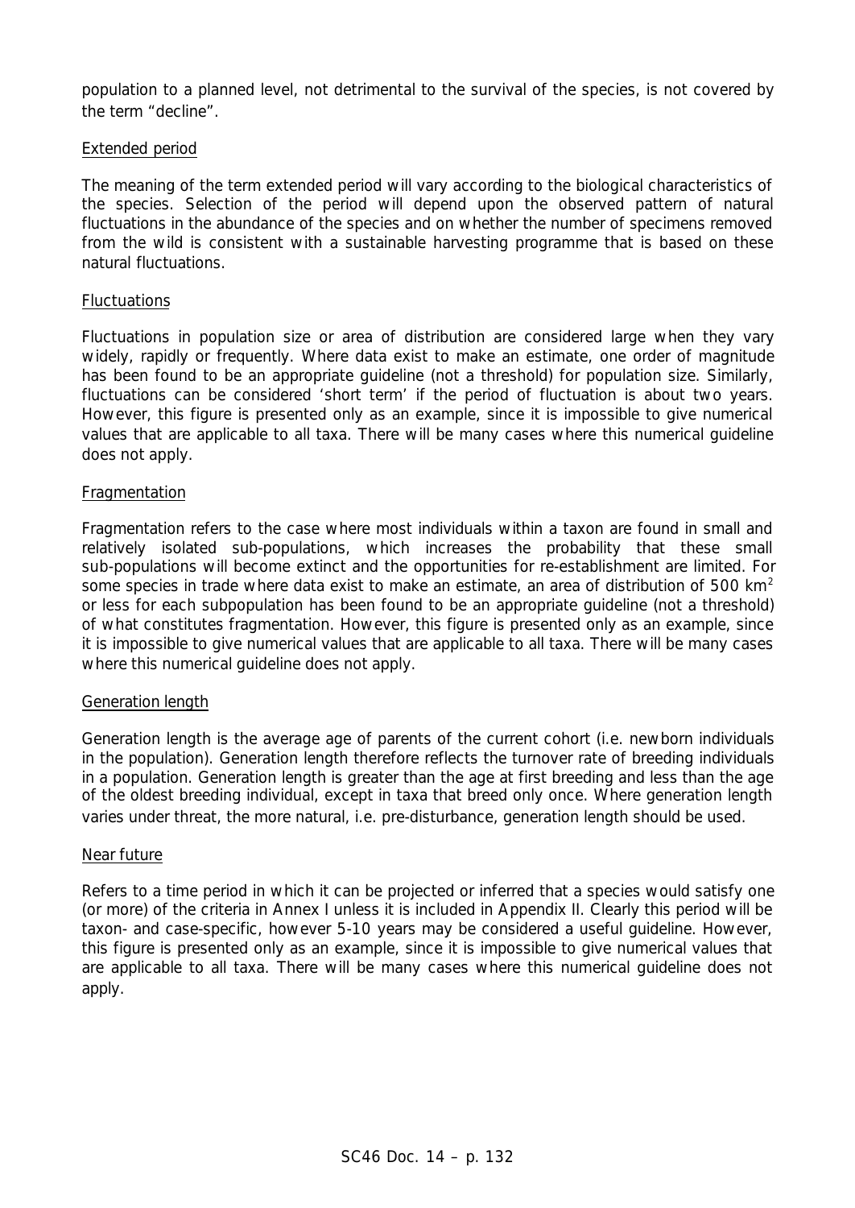population to a planned level, not detrimental to the survival of the species, is not covered by the term "decline".

Extended period

The meaning of the term extended period will vary according to the biological characteristics of the species. Selection of the period will depend upon the observed pattern of natural fluctuations in the abundance of the species and on whether the number of specimens removed from the wild is consistent with a sustainable harvesting programme that is based on these natural fluctuations.

Fluctuations

Fluctuations in population size or area of distribution are considered large when they vary widely, rapidly or frequently. Where data exist to make an estimate, one order of magnitude has been found to be an appropriate guideline (not a threshold) for population size. Similarly, fluctuations can be considered 'short term' if the period of fluctuation is about two years. However, this figure is presented only as an example, since it is impossible to give numerical values that are applicable to all taxa. There will be many cases where this numerical guideline does not apply.

Fragmentation

Fragmentation refers to the case where most individuals within a taxon are found in small and relatively isolated sub-populations, which increases the probability that these small sub-populations will become extinct and the opportunities for re-establishment are limited. For some species in trade where data exist to make an estimate, an area of distribution of 500 $km^2$ or less for each subpopulation has been found to be an appropriate guideline (not a threshold) of what constitutes fragmentation. However, this figure is presented only as an example, since it is impossible to give numerical values that are applicable to all taxa. There will be many cases where this numerical guideline does not apply.

Generation length

Generation length is the average age of parents of the current cohort (i.e. newborn individuals in the population). Generation length therefore reflects the turnover rate of breeding individuals in a population. Generation length is greater than the age at first breeding and less than the age of the oldest breeding individual, except in taxa that breed only once. Where generation length varies under threat, the more natural, i.e. pre-disturbance, generation length should be used.

Near future

Refers to a time period in which it can be projected or inferred that a species would satisfy one (or more) of the criteria in Annex I unless it is included in Appendix II. Clearly this period will be taxon- and case-specific, however 5-10 years may be considered a useful guideline. However, this figure is presented only as an example, since it is impossible to give numerical values that are applicable to all taxa. There will be many cases where this numerical guideline does not apply.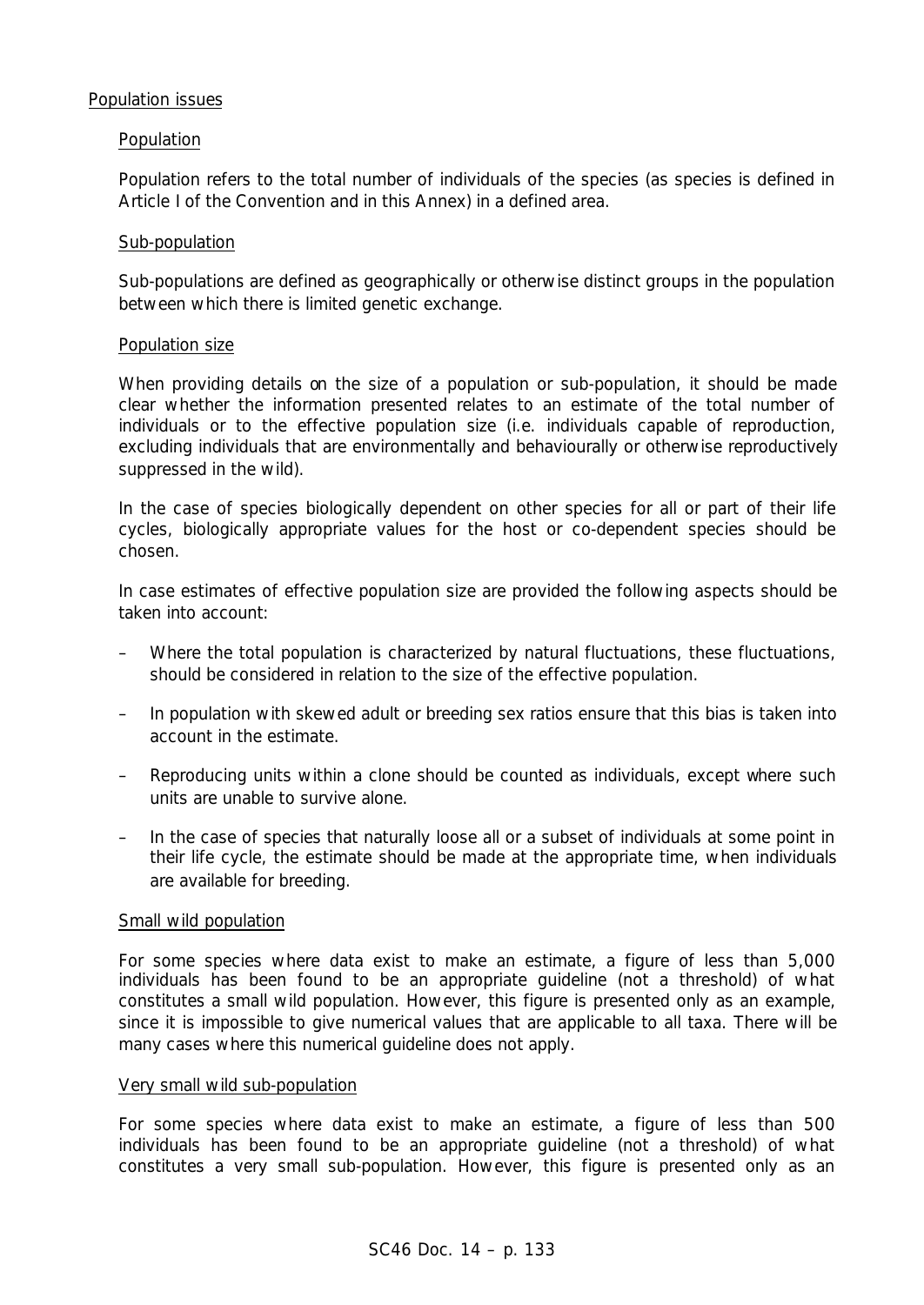## Population issues

### Population

Population refers to the total number of individuals of the species (as species is defined in Article I of the Convention and in this Annex) in a defined area.

### Sub-population

Sub-populations are defined as geographically or otherwise distinct groups in the population between which there is limited genetic exchange.

### Population size

When providing details on the size of a population or sub-population, it should be made clear whether the information presented relates to an estimate of the total number of individuals or to the effective population size (i.e. individuals capable of reproduction, excluding individuals that are environmentally and behaviourally or otherwise reproductively suppressed in the wild).

In the case of species biologically dependent on other species for all or part of their life cycles, biologically appropriate values for the host or co-dependent species should be chosen.

In case estimates of effective population size are provided the following aspects should be taken into account:

- Where the total population is characterized by natural fluctuations, these fluctuations, should be considered in relation to the size of the effective population.
- In population with skewed adult or breeding sex ratios ensure that this bias is taken into account in the estimate.
- Reproducing units within a clone should be counted as individuals, except where such units are unable to survive alone.
- In the case of species that naturally loose all or a subset of individuals at some point in their life cycle, the estimate should be made at the appropriate time, when individuals are available for breeding.

### Small wild population

For some species where data exist to make an estimate, a figure of less than 5,000 individuals has been found to be an appropriate guideline (not a threshold) of what constitutes a small wild population. However, this figure is presented only as an example, since it is impossible to give numerical values that are applicable to all taxa. There will be many cases where this numerical guideline does not apply.

### Very small wild sub-population

For some species where data exist to make an estimate, a figure of less than 500 individuals has been found to be an appropriate guideline (not a threshold) of what constitutes a very small sub-population. However, this figure is presented only as an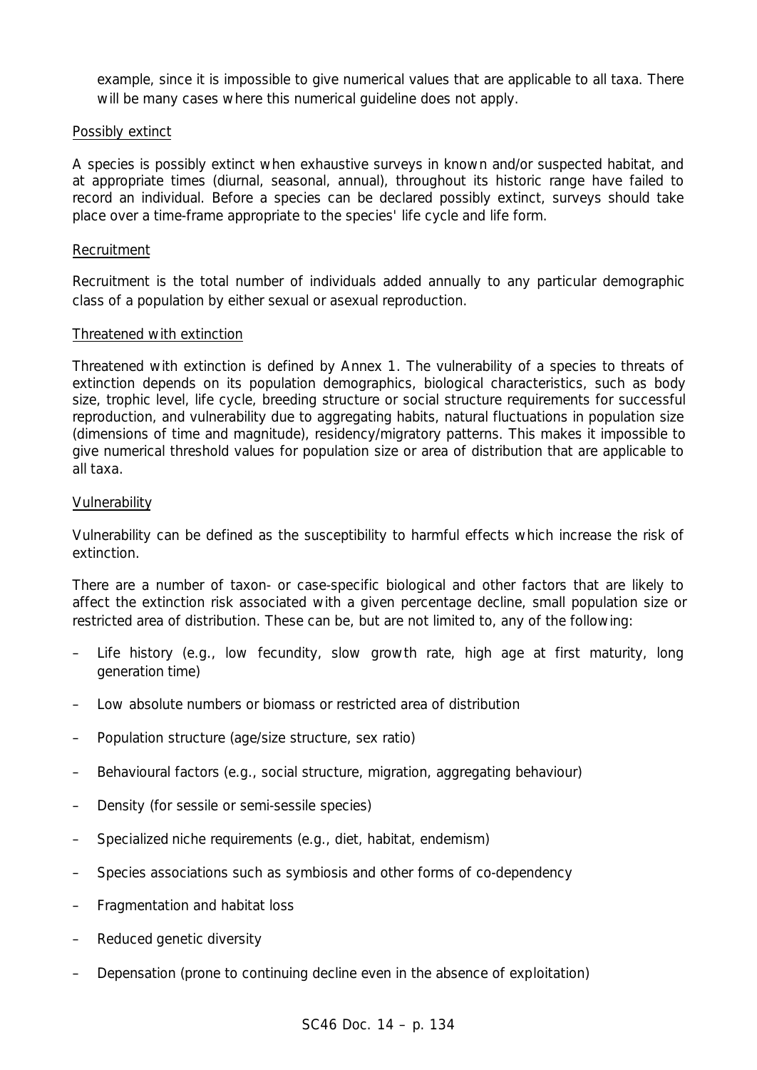example, since it is impossible to give numerical values that are applicable to all taxa. There will be many cases where this numerical guideline does not apply.

Possibly extinct

A species is possibly extinct when exhaustive surveys in known and/or suspected habitat, and at appropriate times (diurnal, seasonal, annual), throughout its historic range have failed to record an individual. Before a species can be declared possibly extinct, surveys should take place over a time-frame appropriate to the species' life cycle and life form.

Recruitment

Recruitment is the total number of individuals added annually to any particular demographic class of a population by either sexual or asexual reproduction.

Threatened with extinction

Threatened with extinction is defined by Annex 1. The vulnerability of a species to threats of extinction depends on its population demographics, biological characteristics, such as body size, trophic level, life cycle, breeding structure or social structure requirements for successful reproduction, and vulnerability due to aggregating habits, natural fluctuations in population size (dimensions of time and magnitude), residency/migratory patterns. This makes it impossible to give numerical threshold values for population size or area of distribution that are applicable to all taxa.

Vulnerability

Vulnerability can be defined as the susceptibility to harmful effects which increase the risk of extinction.

There are a number of taxon- or case-specific biological and other factors that are likely to affect the extinction risk associated with a given percentage decline, small population size or restricted area of distribution. These can be, but are not limited to, any of the following:

- Life history (e.g., low fecundity, slow growth rate, high age at first maturity, long generation time)
- Low absolute numbers or biomass or restricted area of distribution
- Population structure (age/size structure, sex ratio)
- Behavioural factors (e.g., social structure, migration, aggregating behaviour)
- Density (for sessile or semi-sessile species)
- Specialized niche requirements (e.g., diet, habitat, endemism)
- Species associations such as symbiosis and other forms of co-dependency
- Fragmentation and habitat loss
- Reduced genetic diversity
- Depensation (prone to continuing decline even in the absence of exploitation)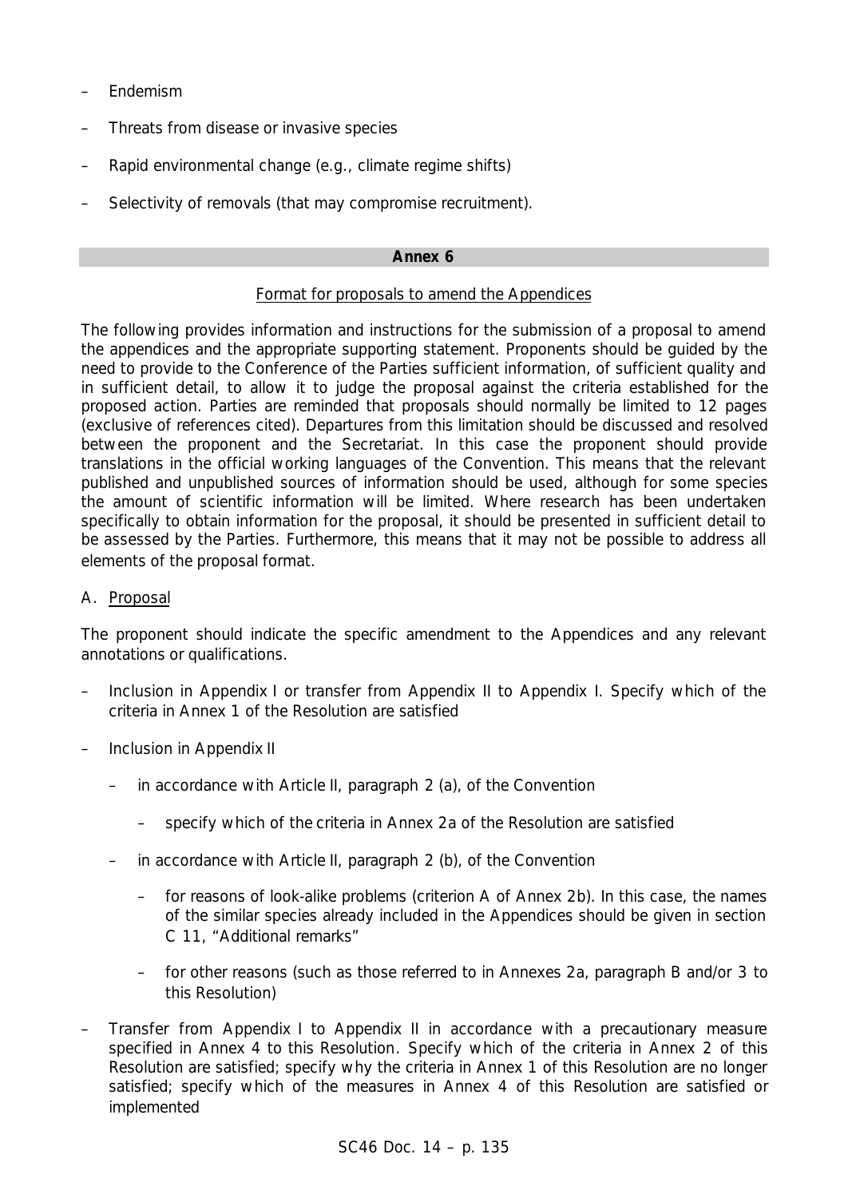- Endemism
- Threats from disease or invasive species
- Rapid environmental change (e.g., climate regime shifts)
- Selectivity of removals (that may compromise recruitment).

## **Annex 6**

### Format for proposals to amend the Appendices

The following provides information and instructions for the submission of a proposal to amend the appendices and the appropriate supporting statement. Proponents should be guided by the need to provide to the Conference of the Parties sufficient information, of sufficient quality and in sufficient detail, to allow it to judge the proposal against the criteria established for the proposed action. Parties are reminded that proposals should normally be limited to 12 pages (exclusive of references cited). Departures from this limitation should be discussed and resolved between the proponent and the Secretariat. In this case the proponent should provide translations in the official working languages of the Convention. This means that the relevant published and unpublished sources of information should be used, although for some species the amount of scientific information will be limited. Where research has been undertaken specifically to obtain information for the proposal, it should be presented in sufficient detail to be assessed by the Parties. Furthermore, this means that it may not be possible to address all elements of the proposal format.

A. Proposal

The proponent should indicate the specific amendment to the Appendices and any relevant annotations or qualifications.

- Inclusion in Appendix I or transfer from Appendix II to Appendix I. Specify which of the criteria in Annex 1 of the Resolution are satisfied
- Inclusion in Appendix II
  - in accordance with Article II, paragraph 2 (a), of the Convention
    - specify which of the criteria in Annex 2a of the Resolution are satisfied
  - in accordance with Article II, paragraph 2 (b), of the Convention
    - for reasons of look-alike problems (criterion A of Annex 2b). In this case, the names of the similar species already included in the Appendices should be given in section C 11, "Additional remarks"
    - for other reasons (such as those referred to in Annexes 2a, paragraph B and/or 3 to this Resolution)
- Transfer from Appendix I to Appendix II in accordance with a precautionary measure specified in Annex 4 to this Resolution. Specify which of the criteria in Annex 2 of this Resolution are satisfied; specify why the criteria in Annex 1 of this Resolution are no longer satisfied; specify which of the measures in Annex 4 of this Resolution are satisfied or implemented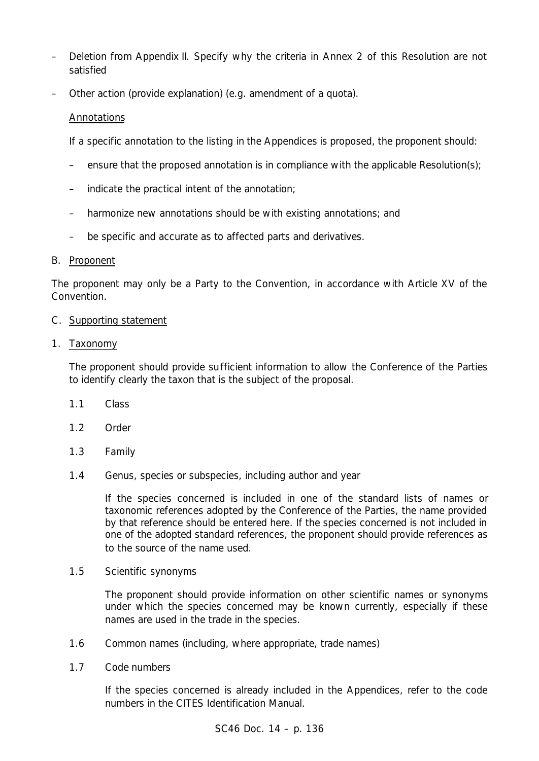– Deletion from Appendix II. Specify why the criteria in Annex 2 of this Resolution are not satisfied

– Other action (provide explanation) (e.g. amendment of a quota).

<u>Annotations</u>

If a specific annotation to the listing in the Appendices is proposed, the proponent should:

– ensure that the proposed annotation is in compliance with the applicable Resolution(s);

– indicate the practical intent of the annotation;

– harmonize new annotations should be with existing annotations; and

– be specific and accurate as to affected parts and derivatives.

B. <u>Proponent</u>

The proponent may only be a Party to the Convention, in accordance with Article XV of the Convention.

C. <u>Supporting statement</u>

1. <u>Taxonomy</u>

The proponent should provide sufficient information to allow the Conference of the Parties to identify clearly the taxon that is the subject of the proposal.

1.1 Class

1.2 Order

1.3 Family

1.4 Genus, species or subspecies, including author and year

If the species concerned is included in one of the standard lists of names or taxonomic references adopted by the Conference of the Parties, the name provided by that reference should be entered here. If the species concerned is not included in one of the adopted standard references, the proponent should provide references as to the source of the name used.

1.5 Scientific synonyms

The proponent should provide information on other scientific names or synonyms under which the species concerned may be known currently, especially if these names are used in the trade in the species.

1.6 Common names (including, where appropriate, trade names)

1.7 Code numbers

If the species concerned is already included in the Appendices, refer to the code numbers in the CITES Identification Manual.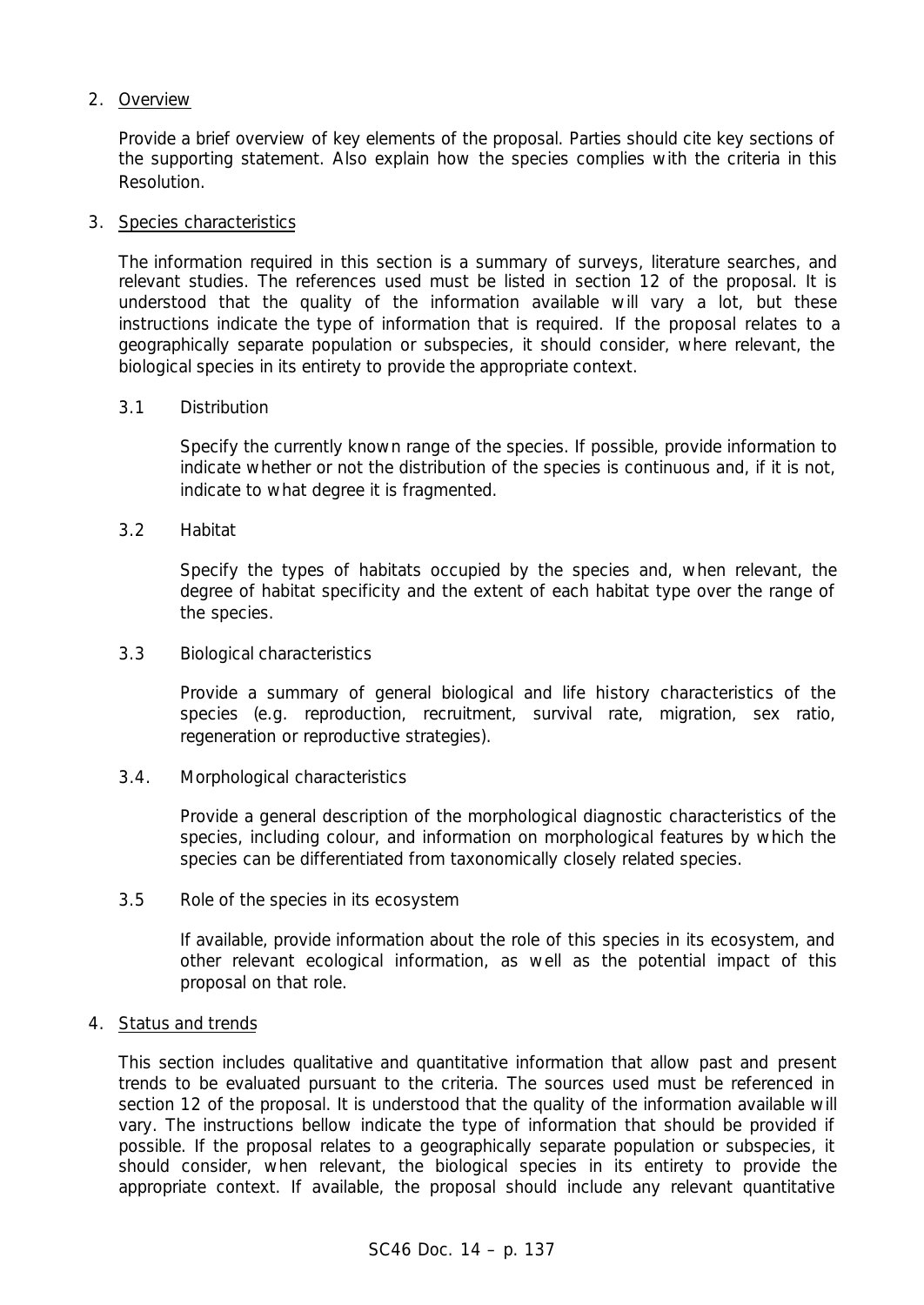2. Overview

Provide a brief overview of key elements of the proposal. Parties should cite key sections of the supporting statement. Also explain how the species complies with the criteria in this Resolution.

3. Species characteristics

The information required in this section is a summary of surveys, literature searches, and relevant studies. The references used must be listed in section 12 of the proposal. It is understood that the quality of the information available will vary a lot, but these instructions indicate the type of information that is required. If the proposal relates to a geographically separate population or subspecies, it should consider, where relevant, the biological species in its entirety to provide the appropriate context.

3.1 Distribution

Specify the currently known range of the species. If possible, provide information to indicate whether or not the distribution of the species is continuous and, if it is not, indicate to what degree it is fragmented.

3.2 Habitat

Specify the types of habitats occupied by the species and, when relevant, the degree of habitat specificity and the extent of each habitat type over the range of the species.

3.3 Biological characteristics

Provide a summary of general biological and life history characteristics of the species (e.g. reproduction, recruitment, survival rate, migration, sex ratio, regeneration or reproductive strategies).

3.4. Morphological characteristics

Provide a general description of the morphological diagnostic characteristics of the species, including colour, and information on morphological features by which the species can be differentiated from taxonomically closely related species.

3.5 Role of the species in its ecosystem

If available, provide information about the role of this species in its ecosystem, and other relevant ecological information, as well as the potential impact of this proposal on that role.

4. Status and trends

This section includes qualitative and quantitative information that allow past and present trends to be evaluated pursuant to the criteria. The sources used must be referenced in section 12 of the proposal. It is understood that the quality of the information available will vary. The instructions bellow indicate the type of information that should be provided if possible. If the proposal relates to a geographically separate population or subspecies, it should consider, when relevant, the biological species in its entirety to provide the appropriate context. If available, the proposal should include any relevant quantitative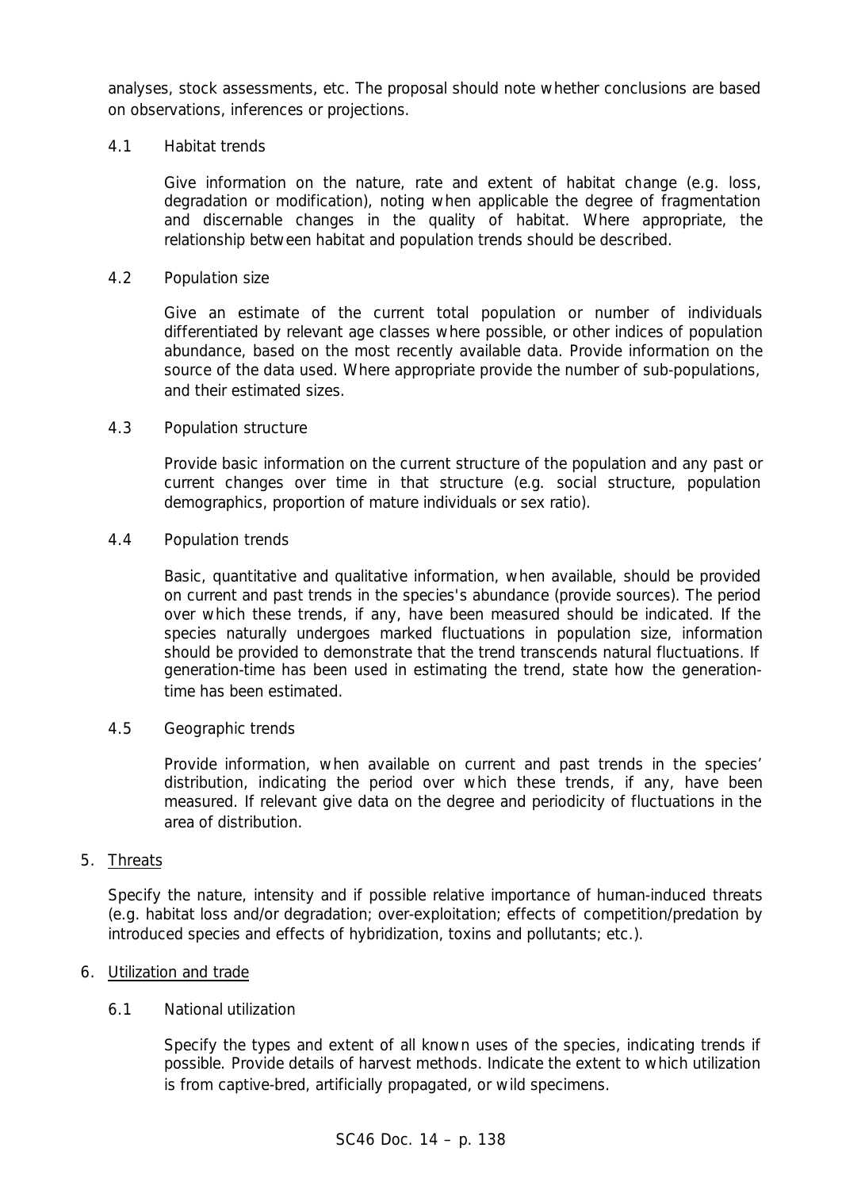analyses, stock assessments, etc. The proposal should note whether conclusions are based on observations, inferences or projections.

### 4.1 Habitat trends

Give information on the nature, rate and extent of habitat change (e.g. loss, degradation or modification), noting when applicable the degree of fragmentation and discernable changes in the quality of habitat. Where appropriate, the relationship between habitat and population trends should be described.

### 4.2 Population size

Give an estimate of the current total population or number of individuals differentiated by relevant age classes where possible, or other indices of population abundance, based on the most recently available data. Provide information on the source of the data used. Where appropriate provide the number of sub-populations, and their estimated sizes.

### 4.3 Population structure

Provide basic information on the current structure of the population and any past or current changes over time in that structure (e.g. social structure, population demographics, proportion of mature individuals or sex ratio).

### 4.4 Population trends

Basic, quantitative and qualitative information, when available, should be provided on current and past trends in the species's abundance (provide sources). The period over which these trends, if any, have been measured should be indicated. If the species naturally undergoes marked fluctuations in population size, information should be provided to demonstrate that the trend transcends natural fluctuations. If generation-time has been used in estimating the trend, state how the generation-time has been estimated.

### 4.5 Geographic trends

Provide information, when available on current and past trends in the species' distribution, indicating the period over which these trends, if any, have been measured. If relevant give data on the degree and periodicity of fluctuations in the area of distribution.

## 5. Threats

Specify the nature, intensity and if possible relative importance of human-induced threats (e.g. habitat loss and/or degradation; over-exploitation; effects of competition/predation by introduced species and effects of hybridization, toxins and pollutants; etc.).

## 6. Utilization and trade

### 6.1 National utilization

Specify the types and extent of all known uses of the species, indicating trends if possible. Provide details of harvest methods. Indicate the extent to which utilization is from captive-bred, artificially propagated, or wild specimens.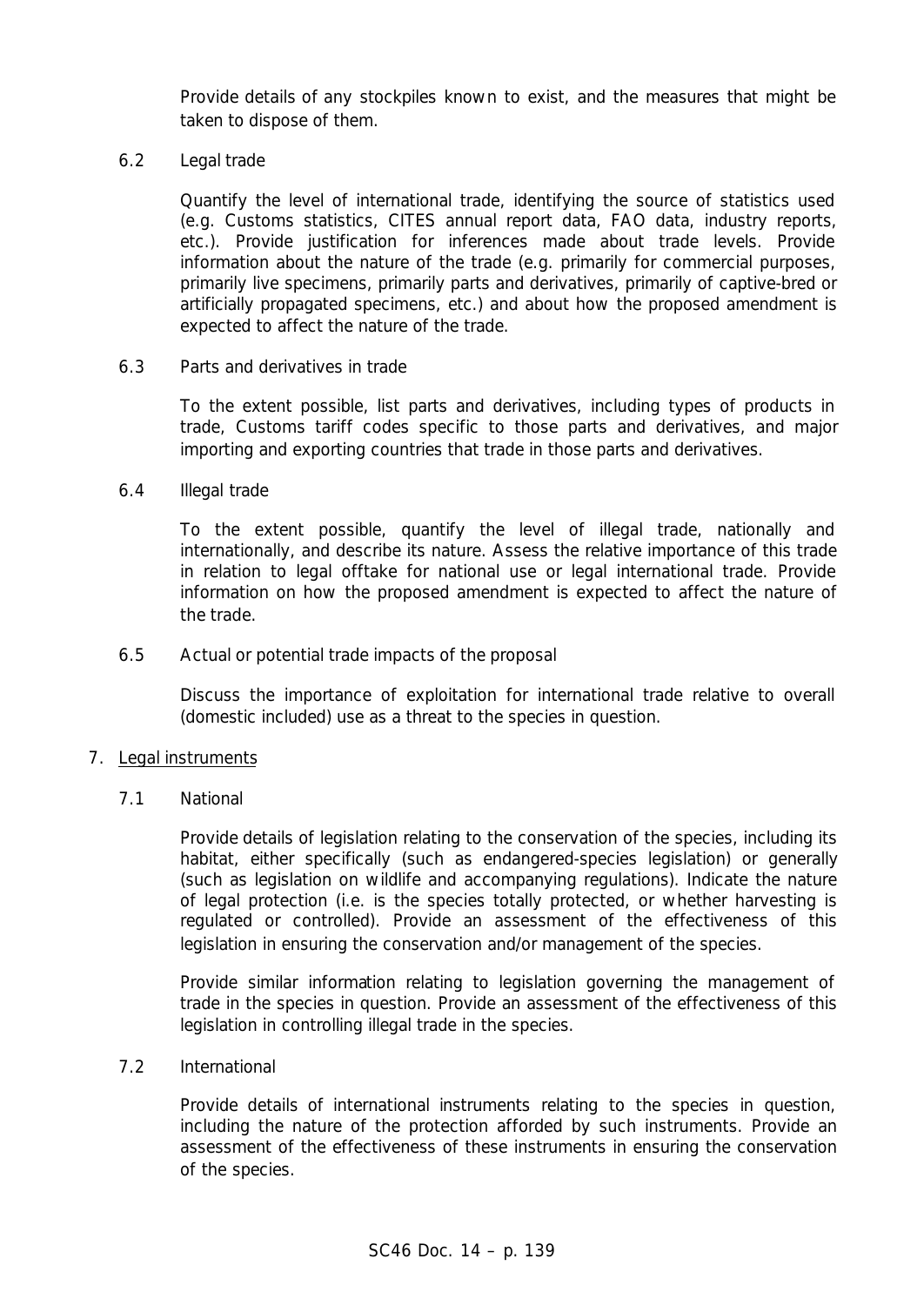Provide details of any stockpiles known to exist, and the measures that might be taken to dispose of them.

6.2 Legal trade

Quantify the level of international trade, identifying the source of statistics used (e.g. Customs statistics, CITES annual report data, FAO data, industry reports, etc.). Provide justification for inferences made about trade levels. Provide information about the nature of the trade (e.g. primarily for commercial purposes, primarily live specimens, primarily parts and derivatives, primarily of captive-bred or artificially propagated specimens, etc.) and about how the proposed amendment is expected to affect the nature of the trade.

6.3 Parts and derivatives in trade

To the extent possible, list parts and derivatives, including types of products in trade, Customs tariff codes specific to those parts and derivatives, and major importing and exporting countries that trade in those parts and derivatives.

6.4 Illegal trade

To the extent possible, quantify the level of illegal trade, nationally and internationally, and describe its nature. Assess the relative importance of this trade in relation to legal offtake for national use or legal international trade. Provide information on how the proposed amendment is expected to affect the nature of the trade.

6.5 Actual or potential trade impacts of the proposal

Discuss the importance of exploitation for international trade relative to overall (domestic included) use as a threat to the species in question.

7. Legal instruments

7.1 National

Provide details of legislation relating to the conservation of the species, including its habitat, either specifically (such as endangered-species legislation) or generally (such as legislation on wildlife and accompanying regulations). Indicate the nature of legal protection (i.e. is the species totally protected, or whether harvesting is regulated or controlled). Provide an assessment of the effectiveness of this legislation in ensuring the conservation and/or management of the species.

Provide similar information relating to legislation governing the management of trade in the species in question. Provide an assessment of the effectiveness of this legislation in controlling illegal trade in the species.

7.2 International

Provide details of international instruments relating to the species in question, including the nature of the protection afforded by such instruments. Provide an assessment of the effectiveness of these instruments in ensuring the conservation of the species.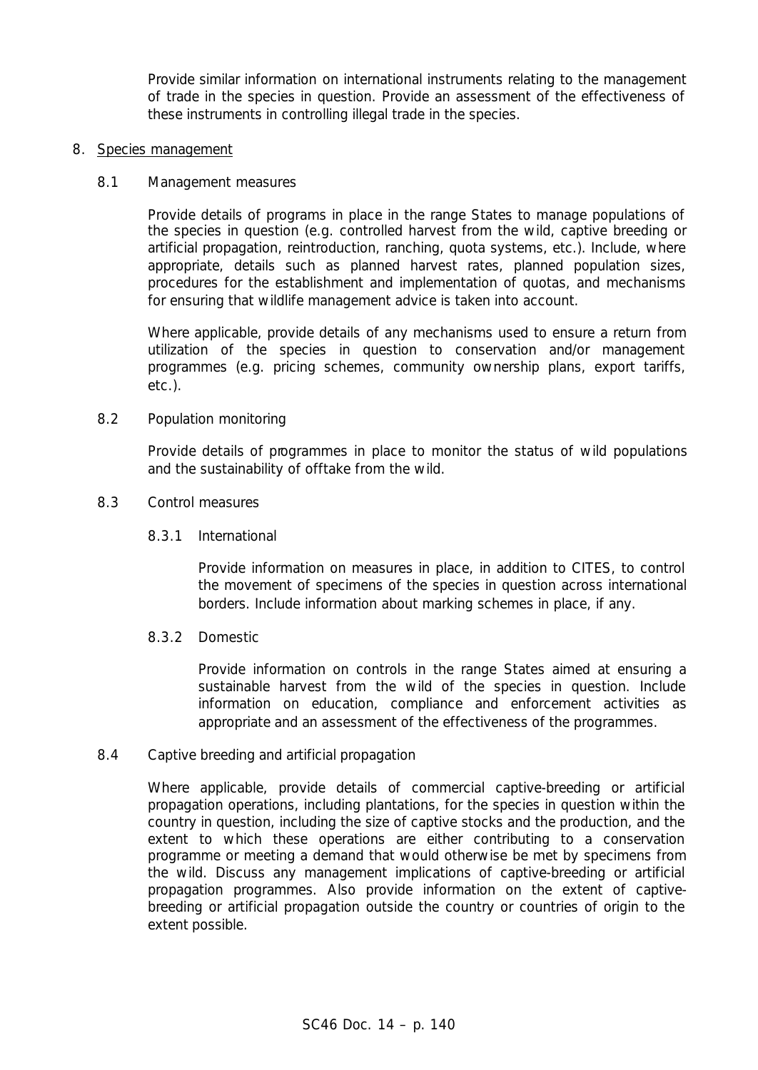Provide similar information on international instruments relating to the management of trade in the species in question. Provide an assessment of the effectiveness of these instruments in controlling illegal trade in the species.

## 8. Species management

### 8.1 Management measures

Provide details of programs in place in the range States to manage populations of the species in question (e.g. controlled harvest from the wild, captive breeding or artificial propagation, reintroduction, ranching, quota systems, etc.). Include, where appropriate, details such as planned harvest rates, planned population sizes, procedures for the establishment and implementation of quotas, and mechanisms for ensuring that wildlife management advice is taken into account.

Where applicable, provide details of any mechanisms used to ensure a return from utilization of the species in question to conservation and/or management programmes (e.g. pricing schemes, community ownership plans, export tariffs, etc.).

### 8.2 Population monitoring

Provide details of programmes in place to monitor the status of wild populations and the sustainability of offtake from the wild.

### 8.3 Control measures

#### 8.3.1 International

Provide information on measures in place, in addition to CITES, to control the movement of specimens of the species in question across international borders. Include information about marking schemes in place, if any.

#### 8.3.2 Domestic

Provide information on controls in the range States aimed at ensuring a sustainable harvest from the wild of the species in question. Include information on education, compliance and enforcement activities as appropriate and an assessment of the effectiveness of the programmes.

### 8.4 Captive breeding and artificial propagation

Where applicable, provide details of commercial captive-breeding or artificial propagation operations, including plantations, for the species in question within the country in question, including the size of captive stocks and the production, and the extent to which these operations are either contributing to a conservation programme or meeting a demand that would otherwise be met by specimens from the wild. Discuss any management implications of captive-breeding or artificial propagation programmes. Also provide information on the extent of captive-breeding or artificial propagation outside the country or countries of origin to the extent possible.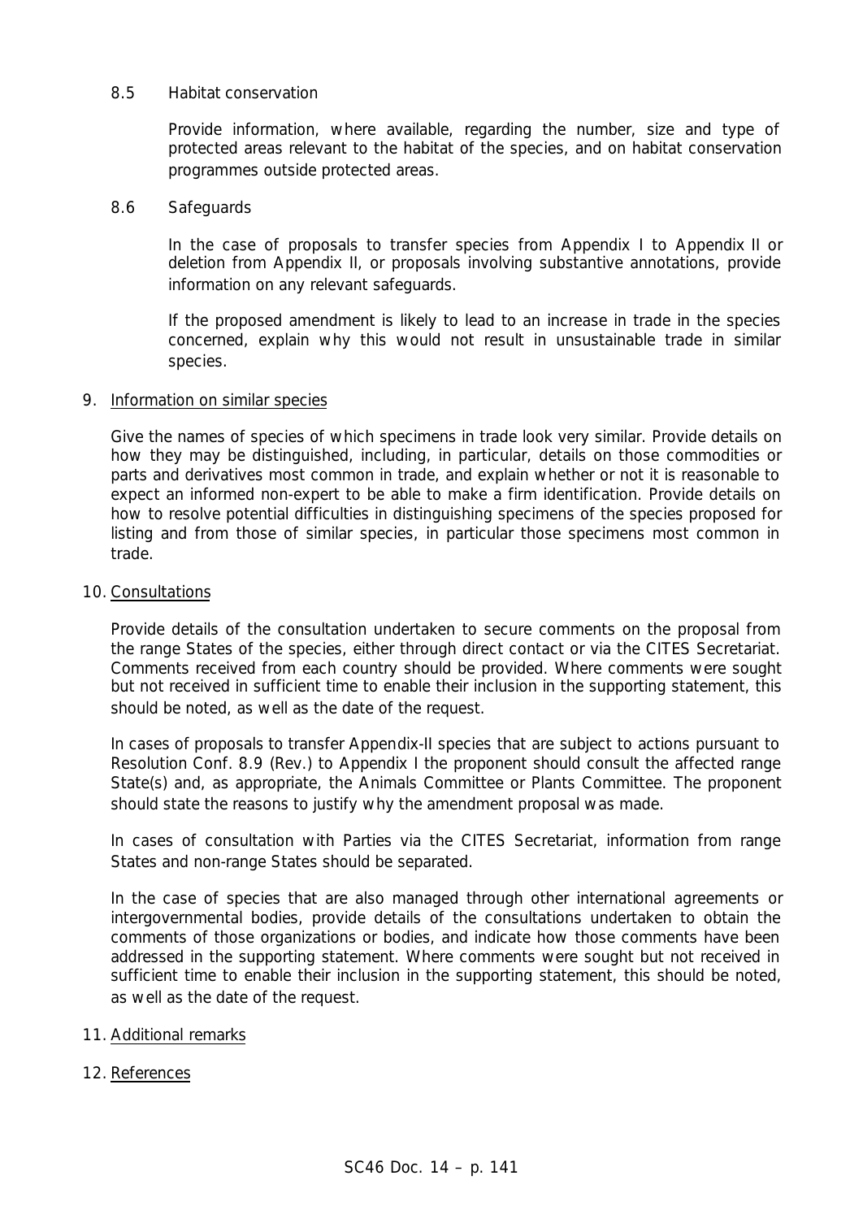8.5 Habitat conservation

Provide information, where available, regarding the number, size and type of protected areas relevant to the habitat of the species, and on habitat conservation programmes outside protected areas.

8.6 Safeguards

In the case of proposals to transfer species from Appendix I to Appendix II or deletion from Appendix II, or proposals involving substantive annotations, provide information on any relevant safeguards.

If the proposed amendment is likely to lead to an increase in trade in the species concerned, explain why this would not result in unsustainable trade in similar species.

9. <u>Information on similar species</u>

Give the names of species of which specimens in trade look very similar. Provide details on how they may be distinguished, including, in particular, details on those commodities or parts and derivatives most common in trade, and explain whether or not it is reasonable to expect an informed non-expert to be able to make a firm identification. Provide details on how to resolve potential difficulties in distinguishing specimens of the species proposed for listing and from those of similar species, in particular those specimens most common in trade.

10. <u>Consultations</u>

Provide details of the consultation undertaken to secure comments on the proposal from the range States of the species, either through direct contact or via the CITES Secretariat. Comments received from each country should be provided. Where comments were sought but not received in sufficient time to enable their inclusion in the supporting statement, this should be noted, as well as the date of the request.

In cases of proposals to transfer Appendix-II species that are subject to actions pursuant to Resolution Conf. 8.9 (Rev.) to Appendix I the proponent should consult the affected range State(s) and, as appropriate, the Animals Committee or Plants Committee. The proponent should state the reasons to justify why the amendment proposal was made.

In cases of consultation with Parties via the CITES Secretariat, information from range States and non-range States should be separated.

In the case of species that are also managed through other international agreements or intergovernmental bodies, provide details of the consultations undertaken to obtain the comments of those organizations or bodies, and indicate how those comments have been addressed in the supporting statement. Where comments were sought but not received in sufficient time to enable their inclusion in the supporting statement, this should be noted, as well as the date of the request.

11. <u>Additional remarks</u>

12. <u>References</u>